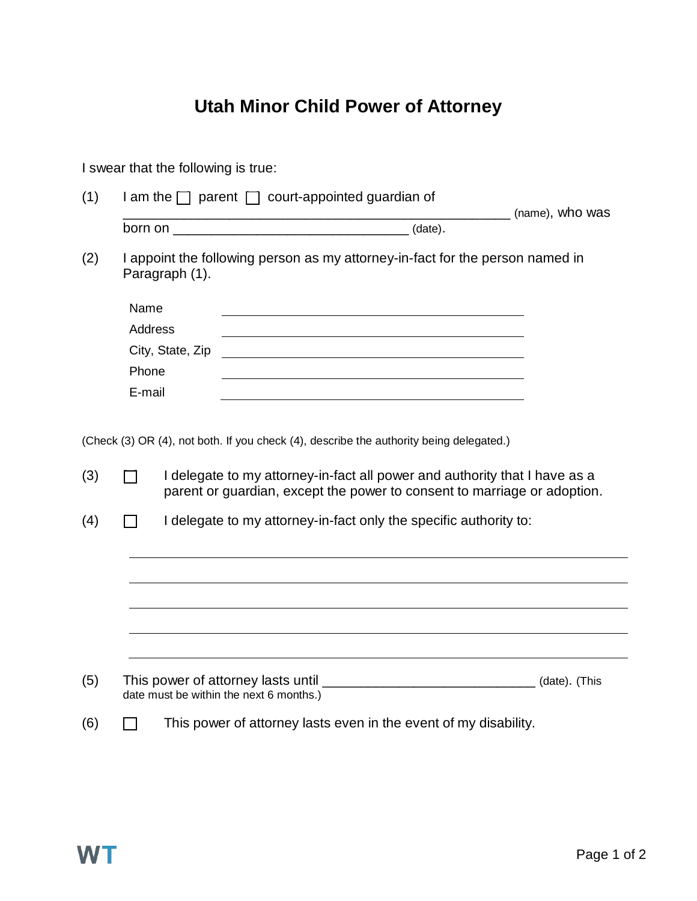# Utah Minor Child Power of Attorney

I swear that the following is true:

(1) I am the ☐ parent ☐ court-appointed guardian of ______________________________________________ (name), who was born on ______________________________ (date).

(2) I appoint the following person as my attorney-in-fact for the person named in Paragraph (1).

Name ________________________________________

Address ________________________________________

City, State, Zip ________________________________________

Phone ________________________________________

E-mail ________________________________________

(Check (3) OR (4), not both. If you check (4), describe the authority being delegated.)

(3) ☐ I delegate to my attorney-in-fact all power and authority that I have as a parent or guardian, except the power to consent to marriage or adoption.

(4) ☐ I delegate to my attorney-in-fact only the specific authority to:

________________________________________________________________

________________________________________________________________

________________________________________________________________

________________________________________________________________

________________________________________________________________

(5) This power of attorney lasts until ___________________________ (date). (This date must be within the next 6 months.)

(6) ☐ This power of attorney lasts even in the event of my disability.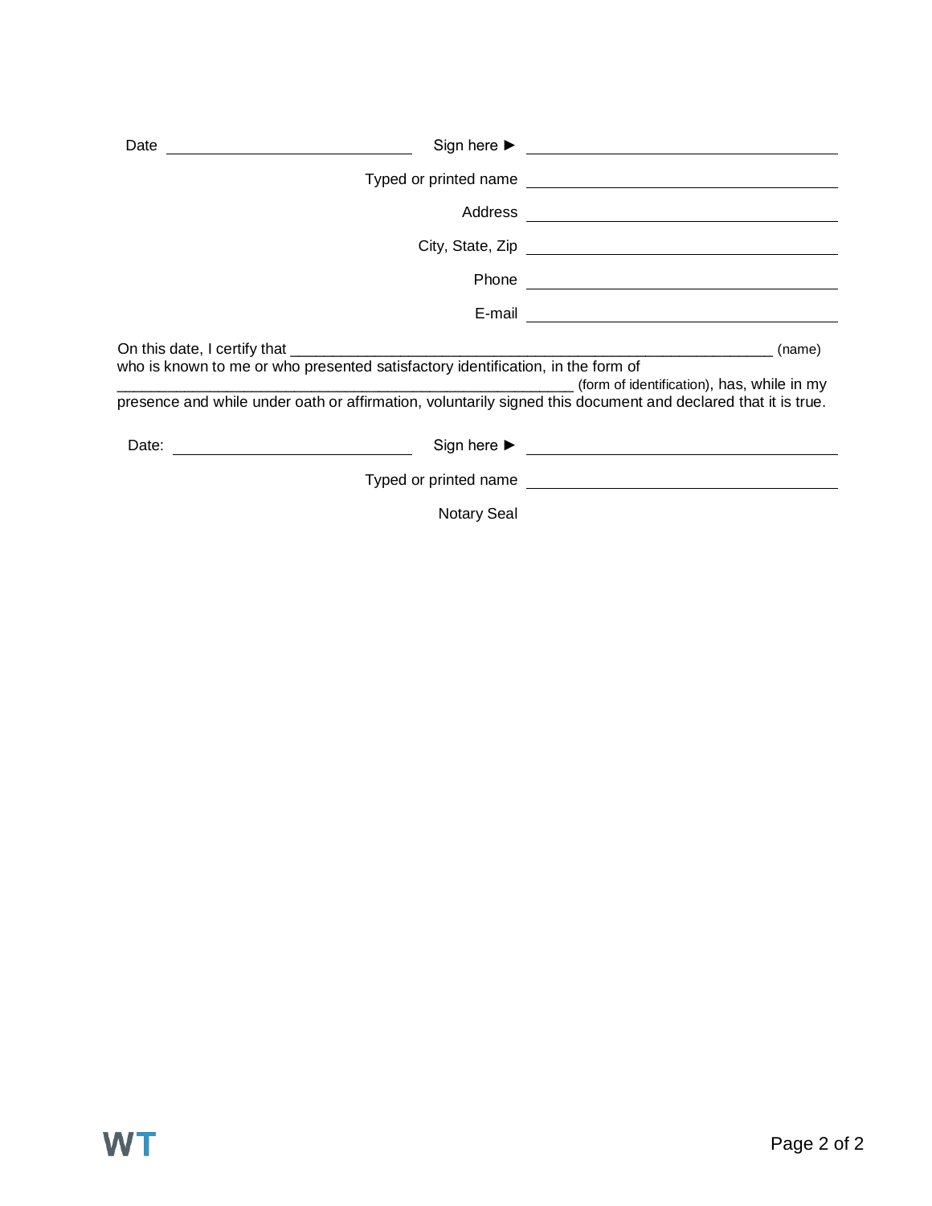Date \_\_\_\_\_\_\_\_\_\_\_\_\_\_\_\_\_\_\_\_\_\_\_\_ Sign here ► \_\_\_\_\_\_\_\_\_\_\_\_\_\_\_\_\_\_\_\_\_\_\_\_\_\_\_\_\_\_

Typed or printed name \_\_\_\_\_\_\_\_\_\_\_\_\_\_\_\_\_\_\_\_\_\_\_\_\_\_\_\_\_\_

Address \_\_\_\_\_\_\_\_\_\_\_\_\_\_\_\_\_\_\_\_\_\_\_\_\_\_\_\_\_\_

City, State, Zip \_\_\_\_\_\_\_\_\_\_\_\_\_\_\_\_\_\_\_\_\_\_\_\_\_\_\_\_\_\_

Phone \_\_\_\_\_\_\_\_\_\_\_\_\_\_\_\_\_\_\_\_\_\_\_\_\_\_\_\_\_\_

E-mail \_\_\_\_\_\_\_\_\_\_\_\_\_\_\_\_\_\_\_\_\_\_\_\_\_\_\_\_\_\_

On this date, I certify that \_\_\_\_\_\_\_\_\_\_\_\_\_\_\_\_\_\_\_\_\_\_\_\_\_\_\_\_\_\_\_\_\_\_\_\_\_\_\_\_\_\_\_\_\_\_\_\_\_\_\_\_\_\_\_\_\_\_ (name) who is known to me or who presented satisfactory identification, in the form of \_\_\_\_\_\_\_\_\_\_\_\_\_\_\_\_\_\_\_\_\_\_\_\_\_\_\_\_\_\_\_\_\_\_\_\_\_\_\_\_\_\_\_\_\_\_\_\_\_\_\_\_\_\_\_ (form of identification), has, while in my presence and while under oath or affirmation, voluntarily signed this document and declared that it is true.

Date: \_\_\_\_\_\_\_\_\_\_\_\_\_\_\_\_\_\_\_\_\_\_\_\_ Sign here ► \_\_\_\_\_\_\_\_\_\_\_\_\_\_\_\_\_\_\_\_\_\_\_\_\_\_\_\_\_\_

Typed or printed name \_\_\_\_\_\_\_\_\_\_\_\_\_\_\_\_\_\_\_\_\_\_\_\_\_\_\_\_\_\_

Notary Seal